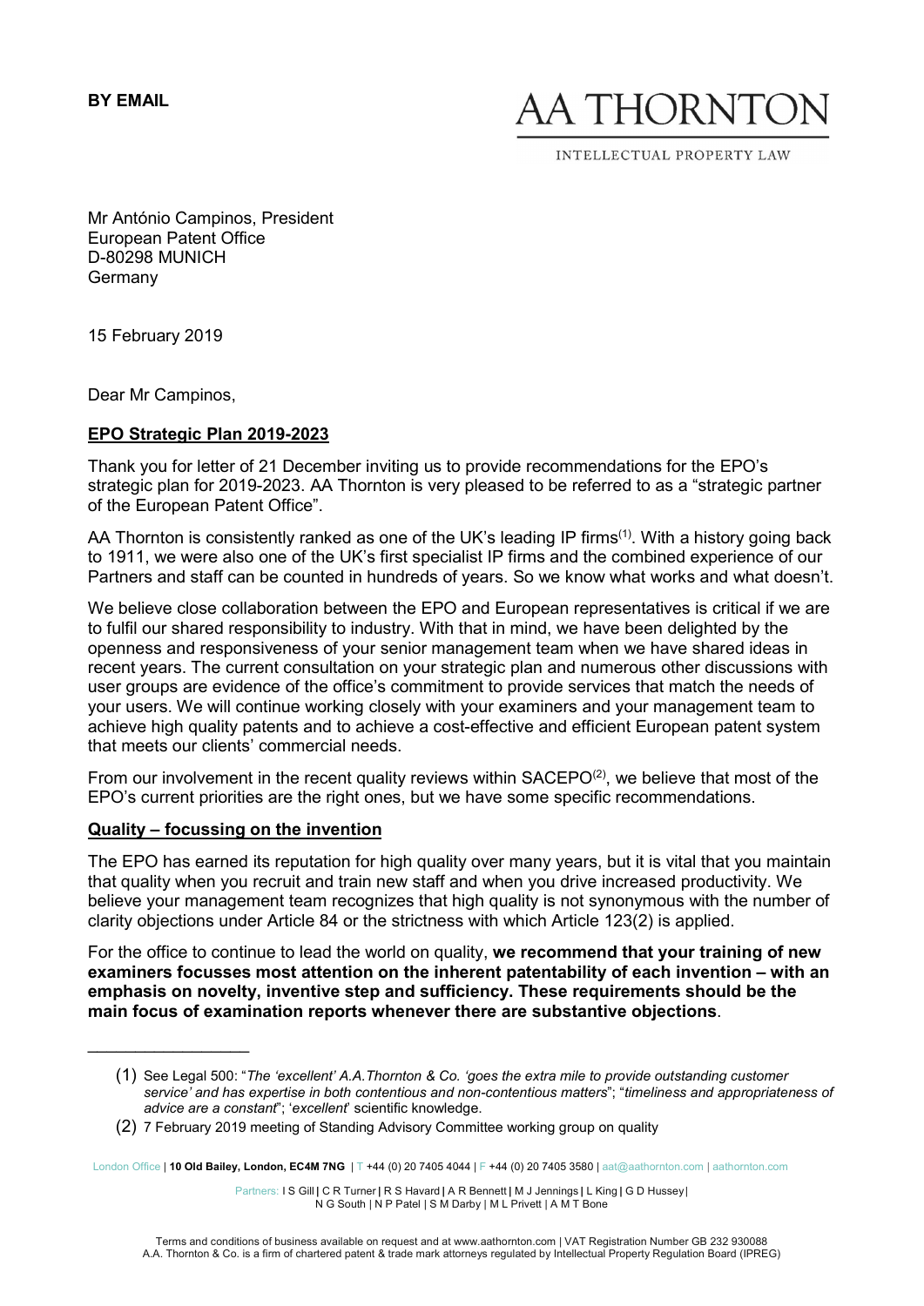**BY EMAIL**

AA THORNTON

INTELLECTUAL PROPERTY LAW

Mr António Campinos, President
European Patent Office
D-80298 MUNICH
Germany

15 February 2019

Dear Mr Campinos,

**EPO Strategic Plan 2019-2023**

Thank you for letter of 21 December inviting us to provide recommendations for the EPO's strategic plan for 2019-2023. AA Thornton is very pleased to be referred to as a "strategic partner of the European Patent Office".

AA Thornton is consistently ranked as one of the UK's leading IP firms(1). With a history going back to 1911, we were also one of the UK's first specialist IP firms and the combined experience of our Partners and staff can be counted in hundreds of years. So we know what works and what doesn't.

We believe close collaboration between the EPO and European representatives is critical if we are to fulfil our shared responsibility to industry. With that in mind, we have been delighted by the openness and responsiveness of your senior management team when we have shared ideas in recent years. The current consultation on your strategic plan and numerous other discussions with user groups are evidence of the office's commitment to provide services that match the needs of your users. We will continue working closely with your examiners and your management team to achieve high quality patents and to achieve a cost-effective and efficient European patent system that meets our clients' commercial needs.

From our involvement in the recent quality reviews within SACEPO(2), we believe that most of the EPO's current priorities are the right ones, but we have some specific recommendations.

**Quality – focussing on the invention**

The EPO has earned its reputation for high quality over many years, but it is vital that you maintain that quality when you recruit and train new staff and when you drive increased productivity. We believe your management team recognizes that high quality is not synonymous with the number of clarity objections under Article 84 or the strictness with which Article 123(2) is applied.

For the office to continue to lead the world on quality, **we recommend that your training of new examiners focusses most attention on the inherent patentability of each invention – with an emphasis on novelty, inventive step and sufficiency. These requirements should be the main focus of examination reports whenever there are substantive objections**.

---

(1) See Legal 500: "*The 'excellent' A.A.Thornton & Co. 'goes the extra mile to provide outstanding customer service' and has expertise in both contentious and non-contentious matters*"; "*timeliness and appropriateness of advice are a constant*"; '*excellent*' scientific knowledge.

(2) 7 February 2019 meeting of Standing Advisory Committee working group on quality

London Office | **10 Old Bailey, London, EC4M 7NG** | T +44 (0) 20 7405 4044 | F +44 (0) 20 7405 3580 | aat@aathornton.com | aathornton.com

Partners: I S Gill | C R Turner | R S Havard | A R Bennett | M J Jennings | L King | G D Hussey | N G South | N P Patel | S M Darby | M L Privett | A M T Bone

Terms and conditions of business available on request and at www.aathornton.com | VAT Registration Number GB 232 930088
A.A. Thornton & Co. is a firm of chartered patent & trade mark attorneys regulated by Intellectual Property Regulation Board (IPREG)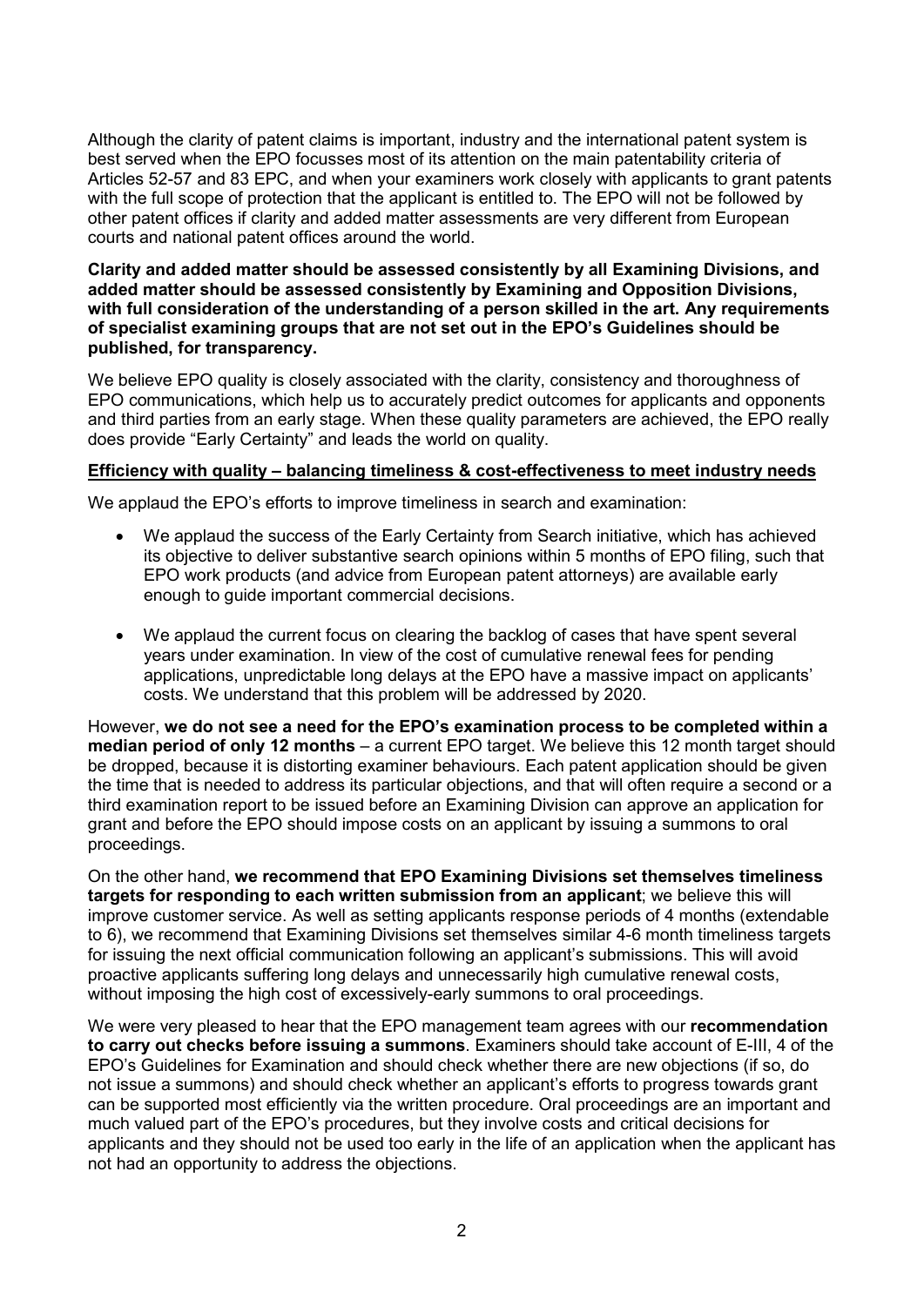Although the clarity of patent claims is important, industry and the international patent system is best served when the EPO focusses most of its attention on the main patentability criteria of Articles 52-57 and 83 EPC, and when your examiners work closely with applicants to grant patents with the full scope of protection that the applicant is entitled to. The EPO will not be followed by other patent offices if clarity and added matter assessments are very different from European courts and national patent offices around the world.

**Clarity and added matter should be assessed consistently by all Examining Divisions, and added matter should be assessed consistently by Examining and Opposition Divisions, with full consideration of the understanding of a person skilled in the art. Any requirements of specialist examining groups that are not set out in the EPO's Guidelines should be published, for transparency.**

We believe EPO quality is closely associated with the clarity, consistency and thoroughness of EPO communications, which help us to accurately predict outcomes for applicants and opponents and third parties from an early stage. When these quality parameters are achieved, the EPO really does provide "Early Certainty" and leads the world on quality.

**<u>Efficiency with quality – balancing timeliness & cost-effectiveness to meet industry needs</u>**

We applaud the EPO's efforts to improve timeliness in search and examination:

- We applaud the success of the Early Certainty from Search initiative, which has achieved its objective to deliver substantive search opinions within 5 months of EPO filing, such that EPO work products (and advice from European patent attorneys) are available early enough to guide important commercial decisions.
- We applaud the current focus on clearing the backlog of cases that have spent several years under examination. In view of the cost of cumulative renewal fees for pending applications, unpredictable long delays at the EPO have a massive impact on applicants' costs. We understand that this problem will be addressed by 2020.

However, **we do not see a need for the EPO's examination process to be completed within a median period of only 12 months** – a current EPO target. We believe this 12 month target should be dropped, because it is distorting examiner behaviours. Each patent application should be given the time that is needed to address its particular objections, and that will often require a second or a third examination report to be issued before an Examining Division can approve an application for grant and before the EPO should impose costs on an applicant by issuing a summons to oral proceedings.

On the other hand, **we recommend that EPO Examining Divisions set themselves timeliness targets for responding to each written submission from an applicant**; we believe this will improve customer service. As well as setting applicants response periods of 4 months (extendable to 6), we recommend that Examining Divisions set themselves similar 4-6 month timeliness targets for issuing the next official communication following an applicant's submissions. This will avoid proactive applicants suffering long delays and unnecessarily high cumulative renewal costs, without imposing the high cost of excessively-early summons to oral proceedings.

We were very pleased to hear that the EPO management team agrees with our **recommendation to carry out checks before issuing a summons**. Examiners should take account of E-III, 4 of the EPO's Guidelines for Examination and should check whether there are new objections (if so, do not issue a summons) and should check whether an applicant's efforts to progress towards grant can be supported most efficiently via the written procedure. Oral proceedings are an important and much valued part of the EPO's procedures, but they involve costs and critical decisions for applicants and they should not be used too early in the life of an application when the applicant has not had an opportunity to address the objections.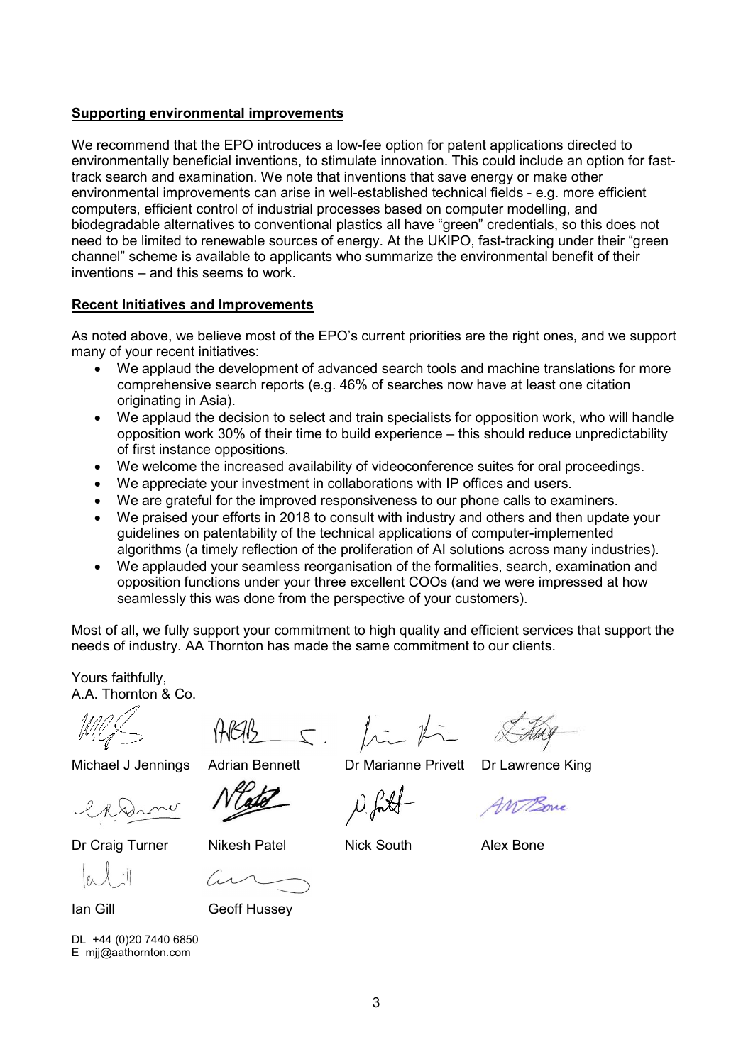**Supporting environmental improvements**

We recommend that the EPO introduces a low-fee option for patent applications directed to environmentally beneficial inventions, to stimulate innovation. This could include an option for fast-track search and examination. We note that inventions that save energy or make other environmental improvements can arise in well-established technical fields - e.g. more efficient computers, efficient control of industrial processes based on computer modelling, and biodegradable alternatives to conventional plastics all have "green" credentials, so this does not need to be limited to renewable sources of energy. At the UKIPO, fast-tracking under their "green channel" scheme is available to applicants who summarize the environmental benefit of their inventions – and this seems to work.

**Recent Initiatives and Improvements**

As noted above, we believe most of the EPO's current priorities are the right ones, and we support many of your recent initiatives:

- We applaud the development of advanced search tools and machine translations for more comprehensive search reports (e.g. 46% of searches now have at least one citation originating in Asia).
- We applaud the decision to select and train specialists for opposition work, who will handle opposition work 30% of their time to build experience – this should reduce unpredictability of first instance oppositions.
- We welcome the increased availability of videoconference suites for oral proceedings.
- We appreciate your investment in collaborations with IP offices and users.
- We are grateful for the improved responsiveness to our phone calls to examiners.
- We praised your efforts in 2018 to consult with industry and others and then update your guidelines on patentability of the technical applications of computer-implemented algorithms (a timely reflection of the proliferation of AI solutions across many industries).
- We applauded your seamless reorganisation of the formalities, search, examination and opposition functions under your three excellent COOs (and we were impressed at how seamlessly this was done from the perspective of your customers).

Most of all, we fully support your commitment to high quality and efficient services that support the needs of industry. AA Thornton has made the same commitment to our clients.

Yours faithfully,
A.A. Thornton & Co.

Michael J Jennings    Adrian Bennett    Dr Marianne Privett    Dr Lawrence King

Dr Craig Turner    Nikesh Patel    Nick South    Alex Bone

Ian Gill    Geoff Hussey

DL +44 (0)20 7440 6850
E mjj@aathornton.com